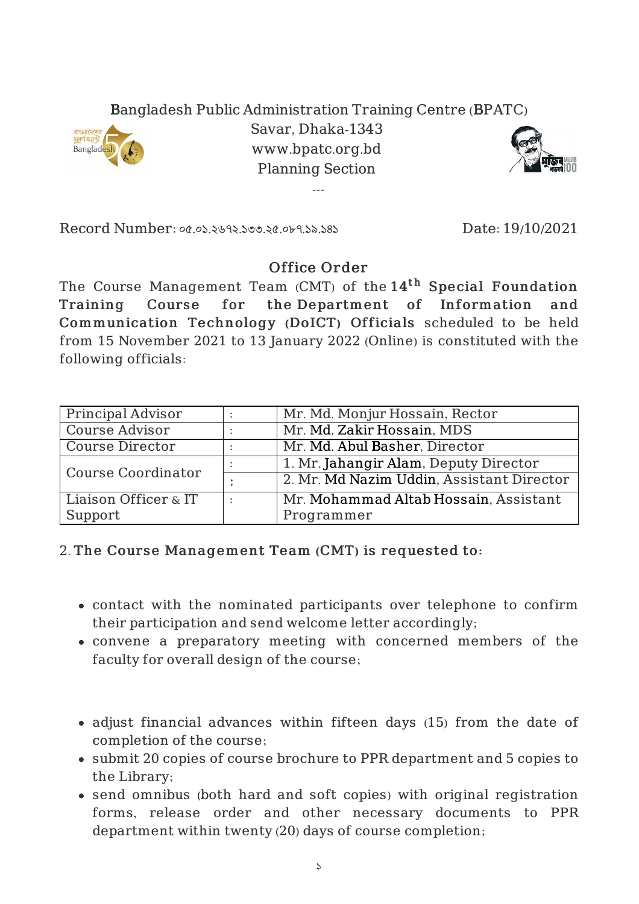Bangladesh Public Administration Training Centre (BPATC)
Savar, Dhaka-1343
www.bpatc.org.bd
Planning Section

---

Record Number: ০৫.০১.২৬৭২.১৩৩.২৫.০৮৭.১৯.১৪১ Date: 19/10/2021

## Office Order

The Course Management Team (CMT) of the **14th Special Foundation Training Course for the Department of Information and Communication Technology (DoICT) Officials** scheduled to be held from 15 November 2021 to 13 January 2022 (Online) is constituted with the following officials:

| | | |
|---|---|---|
| Principal Advisor | : | Mr. Md. Monjur Hossain, Rector |
| Course Advisor | : | Mr. Md. Zakir Hossain, MDS |
| Course Director | : | Mr. Md. Abul Basher, Director |
| Course Coordinator | : | 1. Mr. Jahangir Alam, Deputy Director |
| | : | 2. Mr. Md Nazim Uddin, Assistant Director |
| Liaison Officer & IT Support | : | Mr. Mohammad Altab Hossain, Assistant Programmer |

2. **The Course Management Team (CMT) is requested to:**

- contact with the nominated participants over telephone to confirm their participation and send welcome letter accordingly;
- convene a preparatory meeting with concerned members of the faculty for overall design of the course;
- adjust financial advances within fifteen days (15) from the date of completion of the course;
- submit 20 copies of course brochure to PPR department and 5 copies to the Library;
- send omnibus (both hard and soft copies) with original registration forms, release order and other necessary documents to PPR department within twenty (20) days of course completion;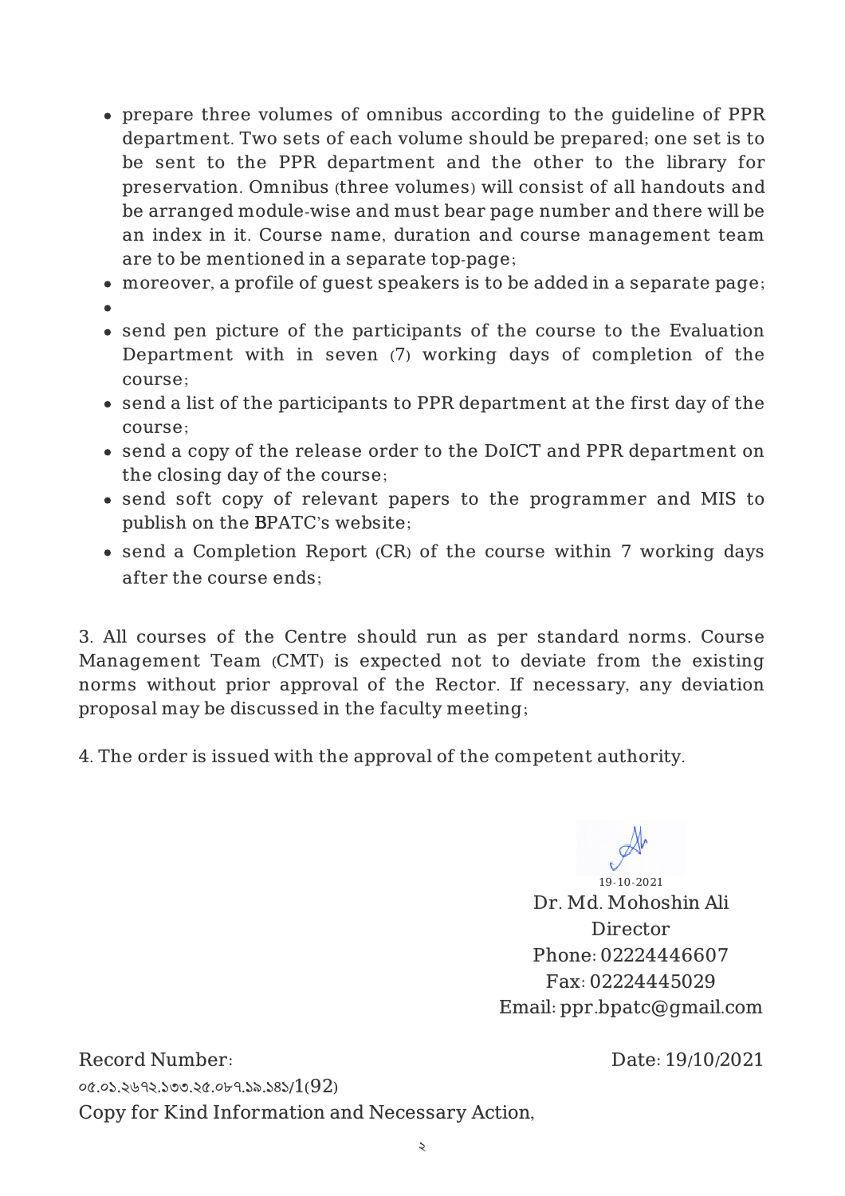- prepare three volumes of omnibus according to the guideline of PPR department. Two sets of each volume should be prepared; one set is to be sent to the PPR department and the other to the library for preservation. Omnibus (three volumes) will consist of all handouts and be arranged module-wise and must bear page number and there will be an index in it. Course name, duration and course management team are to be mentioned in a separate top-page;
- moreover, a profile of guest speakers is to be added in a separate page;
- 
- send pen picture of the participants of the course to the Evaluation Department with in seven (7) working days of completion of the course;
- send a list of the participants to PPR department at the first day of the course;
- send a copy of the release order to the DoICT and PPR department on the closing day of the course;
- send soft copy of relevant papers to the programmer and MIS to publish on the BPATC's website;
- send a Completion Report (CR) of the course within 7 working days after the course ends;

3. All courses of the Centre should run as per standard norms. Course Management Team (CMT) is expected not to deviate from the existing norms without prior approval of the Rector. If necessary, any deviation proposal may be discussed in the faculty meeting;

4. The order is issued with the approval of the competent authority.

19-10-2021
Dr. Md. Mohoshin Ali
Director
Phone: 02224446607
Fax: 02224445029
Email: ppr.bpatc@gmail.com

Record Number: ০৫.০১.২৬৭২.১৩৩.২৫.০৮৭.১৯.১৪১/1(92)

Date: 19/10/2021

Copy for Kind Information and Necessary Action,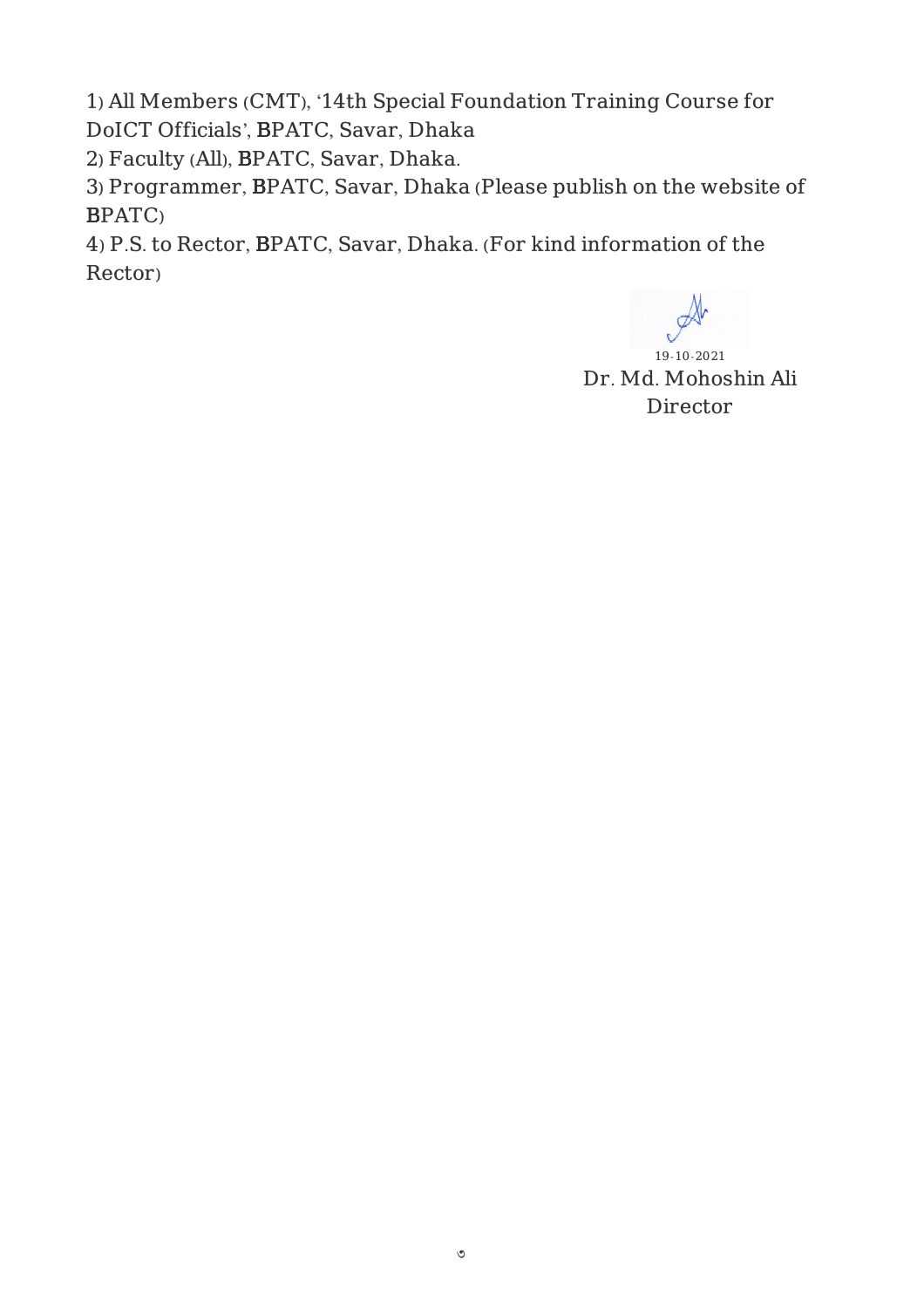1) All Members (CMT), '14th Special Foundation Training Course for DoICT Officials', BPATC, Savar, Dhaka

2) Faculty (All), BPATC, Savar, Dhaka.

3) Programmer, BPATC, Savar, Dhaka (Please publish on the website of BPATC)

4) P.S. to Rector, BPATC, Savar, Dhaka. (For kind information of the Rector)

19-10-2021

Dr. Md. Mohoshin Ali

Director